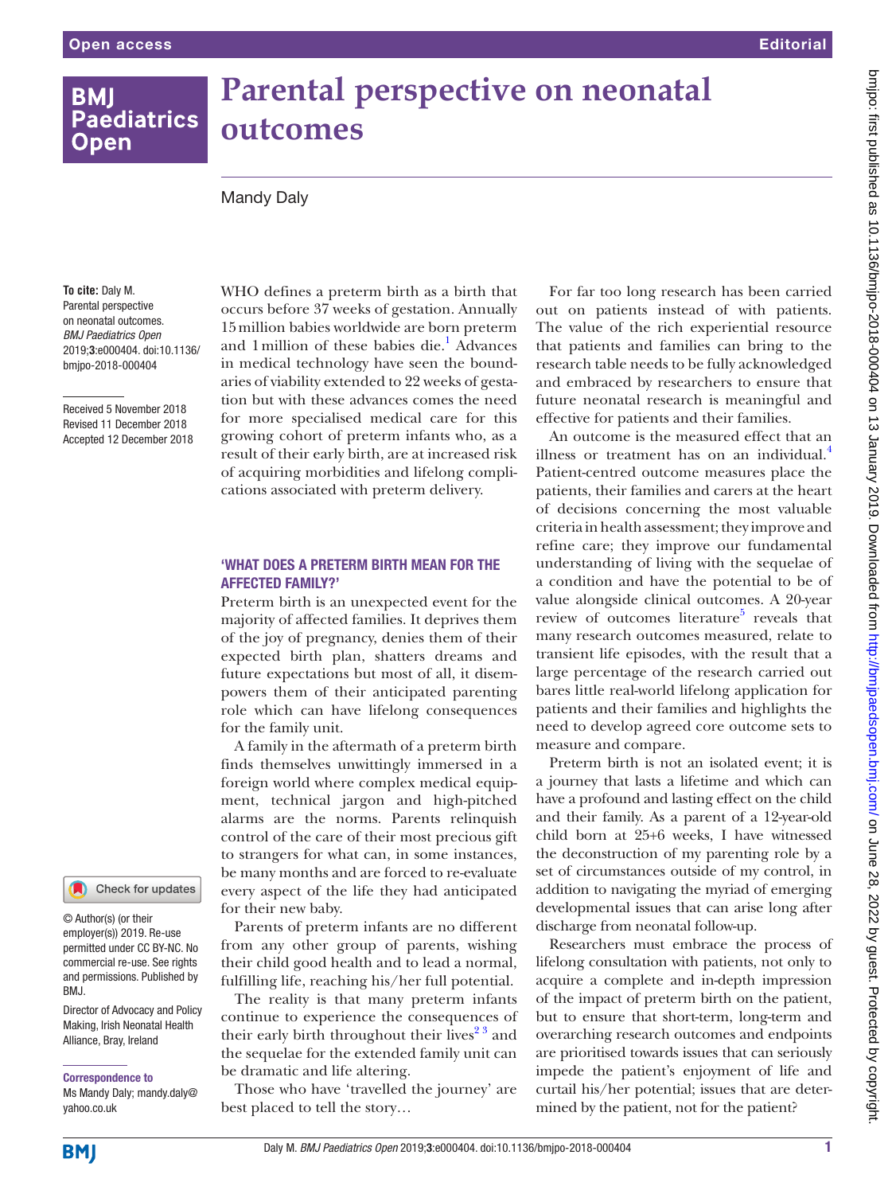# Parental perspective on neonatal outcomes

Mandy Daly

**To cite:** Daly M. Parental perspective on neonatal outcomes. *BMJ Paediatrics Open* 2019;**3**:e000404. doi:10.1136/bmjpo-2018-000404

Received 5 November 2018
Revised 11 December 2018
Accepted 12 December 2018

© Author(s) (or their employer(s)) 2019. Re-use permitted under CC BY-NC. No commercial re-use. See rights and permissions. Published by BMJ.

Director of Advocacy and Policy Making, Irish Neonatal Health Alliance, Bray, Ireland

**Correspondence to**
Ms Mandy Daly; mandy.daly@yahoo.co.uk

WHO defines a preterm birth as a birth that occurs before 37 weeks of gestation. Annually 15 million babies worldwide are born preterm and 1 million of these babies die.[1] Advances in medical technology have seen the boundaries of viability extended to 22 weeks of gestation but with these advances comes the need for more specialised medical care for this growing cohort of preterm infants who, as a result of their early birth, are at increased risk of acquiring morbidities and lifelong complications associated with preterm delivery.

## 'WHAT DOES A PRETERM BIRTH MEAN FOR THE AFFECTED FAMILY?'

Preterm birth is an unexpected event for the majority of affected families. It deprives them of the joy of pregnancy, denies them of their expected birth plan, shatters dreams and future expectations but most of all, it disempowers them of their anticipated parenting role which can have lifelong consequences for the family unit.

A family in the aftermath of a preterm birth finds themselves unwittingly immersed in a foreign world where complex medical equipment, technical jargon and high-pitched alarms are the norms. Parents relinquish control of the care of their most precious gift to strangers for what can, in some instances, be many months and are forced to re-evaluate every aspect of the life they had anticipated for their new baby.

Parents of preterm infants are no different from any other group of parents, wishing their child good health and to lead a normal, fulfilling life, reaching his/her full potential.

The reality is that many preterm infants continue to experience the consequences of their early birth throughout their lives[2,3] and the sequelae for the extended family unit can be dramatic and life altering.

Those who have 'travelled the journey' are best placed to tell the story…

For far too long research has been carried out on patients instead of with patients. The value of the rich experiential resource that patients and families can bring to the research table needs to be fully acknowledged and embraced by researchers to ensure that future neonatal research is meaningful and effective for patients and their families.

An outcome is the measured effect that an illness or treatment has on an individual.[4] Patient-centred outcome measures place the patients, their families and carers at the heart of decisions concerning the most valuable criteria in health assessment; they improve and refine care; they improve our fundamental understanding of living with the sequelae of a condition and have the potential to be of value alongside clinical outcomes. A 20-year review of outcomes literature[5] reveals that many research outcomes measured, relate to transient life episodes, with the result that a large percentage of the research carried out bares little real-world lifelong application for patients and their families and highlights the need to develop agreed core outcome sets to measure and compare.

Preterm birth is not an isolated event; it is a journey that lasts a lifetime and which can have a profound and lasting effect on the child and their family. As a parent of a 12-year-old child born at 25+6 weeks, I have witnessed the deconstruction of my parenting role by a set of circumstances outside of my control, in addition to navigating the myriad of emerging developmental issues that can arise long after discharge from neonatal follow-up.

Researchers must embrace the process of lifelong consultation with patients, not only to acquire a complete and in-depth impression of the impact of preterm birth on the patient, but to ensure that short-term, long-term and overarching research outcomes and endpoints are prioritised towards issues that can seriously impede the patient's enjoyment of life and curtail his/her potential; issues that are determined by the patient, not for the patient?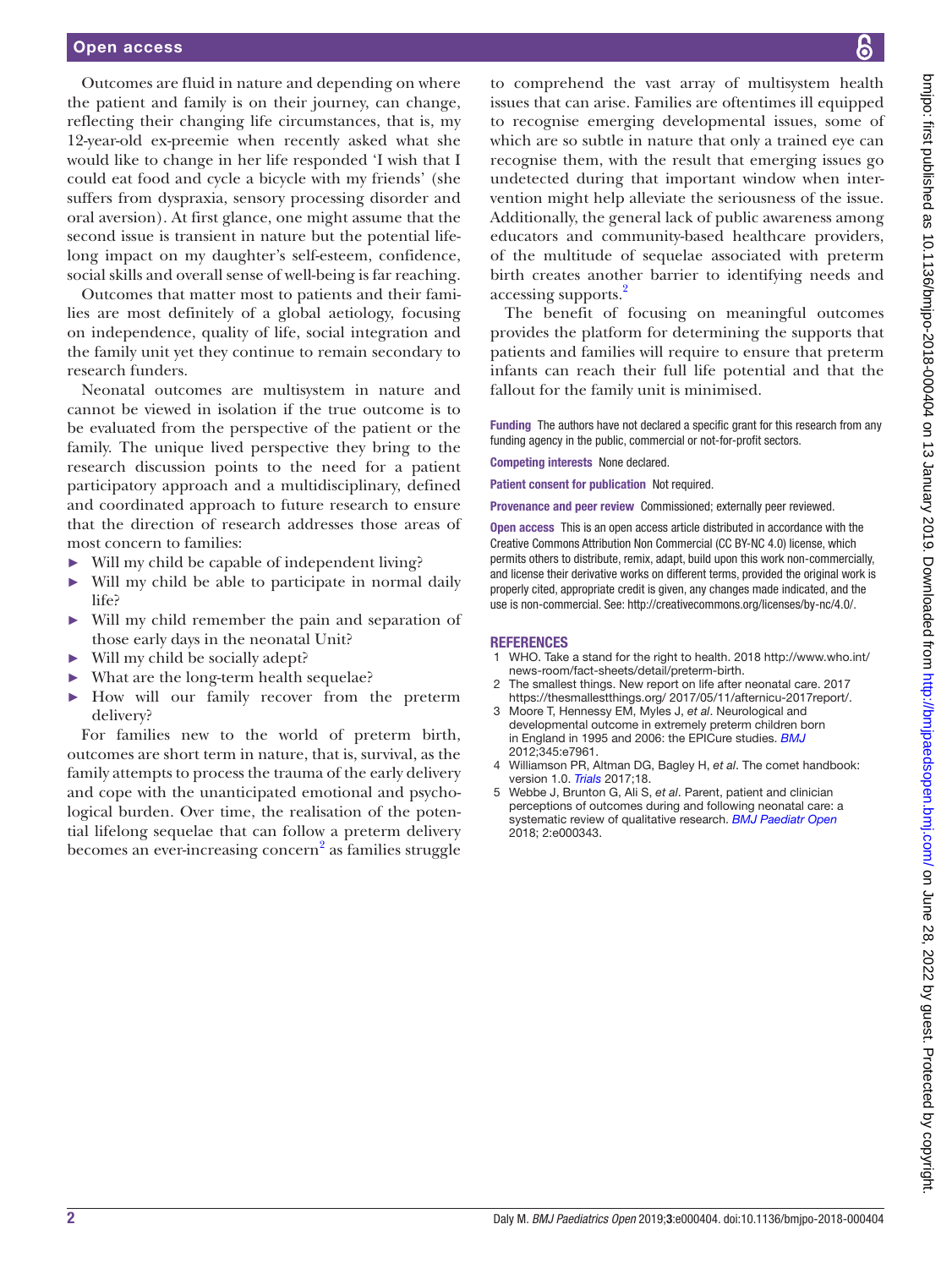Outcomes are fluid in nature and depending on where the patient and family is on their journey, can change, reflecting their changing life circumstances, that is, my 12-year-old ex-preemie when recently asked what she would like to change in her life responded 'I wish that I could eat food and cycle a bicycle with my friends' (she suffers from dyspraxia, sensory processing disorder and oral aversion). At first glance, one might assume that the second issue is transient in nature but the potential lifelong impact on my daughter's self-esteem, confidence, social skills and overall sense of well-being is far reaching.

Outcomes that matter most to patients and their families are most definitely of a global aetiology, focusing on independence, quality of life, social integration and the family unit yet they continue to remain secondary to research funders.

Neonatal outcomes are multisystem in nature and cannot be viewed in isolation if the true outcome is to be evaluated from the perspective of the patient or the family. The unique lived perspective they bring to the research discussion points to the need for a patient participatory approach and a multidisciplinary, defined and coordinated approach to future research to ensure that the direction of research addresses those areas of most concern to families:

- Will my child be capable of independent living?
- Will my child be able to participate in normal daily life?
- Will my child remember the pain and separation of those early days in the neonatal Unit?
- Will my child be socially adept?
- What are the long-term health sequelae?
- How will our family recover from the preterm delivery?

For families new to the world of preterm birth, outcomes are short term in nature, that is, survival, as the family attempts to process the trauma of the early delivery and cope with the unanticipated emotional and psychological burden. Over time, the realisation of the potential lifelong sequelae that can follow a preterm delivery becomes an ever-increasing concern[2] as families struggle to comprehend the vast array of multisystem health issues that can arise. Families are oftentimes ill equipped to recognise emerging developmental issues, some of which are so subtle in nature that only a trained eye can recognise them, with the result that emerging issues go undetected during that important window when intervention might help alleviate the seriousness of the issue. Additionally, the general lack of public awareness among educators and community-based healthcare providers, of the multitude of sequelae associated with preterm birth creates another barrier to identifying needs and accessing supports.[2]

The benefit of focusing on meaningful outcomes provides the platform for determining the supports that patients and families will require to ensure that preterm infants can reach their full life potential and that the fallout for the family unit is minimised.

**Funding** The authors have not declared a specific grant for this research from any funding agency in the public, commercial or not-for-profit sectors.

**Competing interests** None declared.

**Patient consent for publication** Not required.

**Provenance and peer review** Commissioned; externally peer reviewed.

**Open access** This is an open access article distributed in accordance with the Creative Commons Attribution Non Commercial (CC BY-NC 4.0) license, which permits others to distribute, remix, adapt, build upon this work non-commercially, and license their derivative works on different terms, provided the original work is properly cited, appropriate credit is given, any changes made indicated, and the use is non-commercial. See: http://creativecommons.org/licenses/by-nc/4.0/.

## REFERENCES

1. WHO. Take a stand for the right to health. 2018 http://www.who.int/news-room/fact-sheets/detail/preterm-birth.
2. The smallest things. New report on life after neonatal care. 2017 https://thesmallestthings.org/ 2017/05/11/afternicu-2017report/.
3. Moore T, Hennessy EM, Myles J, *et al*. Neurological and developmental outcome in extremely preterm children born in England in 1995 and 2006: the EPICure studies. *BMJ* 2012;345:e7961.
4. Williamson PR, Altman DG, Bagley H, *et al*. The comet handbook: version 1.0. *Trials* 2017;18.
5. Webbe J, Brunton G, Ali S, *et al*. Parent, patient and clinician perceptions of outcomes during and following neonatal care: a systematic review of qualitative research. *BMJ Paediatr Open* 2018; 2:e000343.